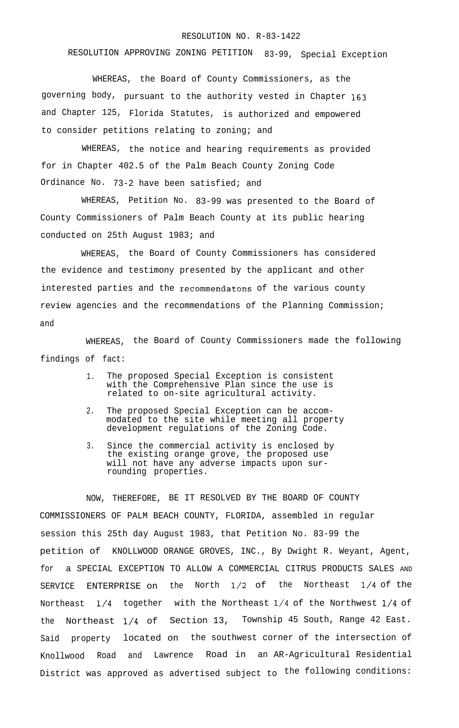RESOLUTION NO. R-83-1422

RESOLUTION APPROVING ZONING PETITION 83-99, Special Exception

WHEREAS, the Board of County Commissioners, as the governing body, pursuant to the authority vested in Chapter 163 and Chapter 125, Florida Statutes, is authorized and empowered to consider petitions relating to zoning; and

WHEREAS, the notice and hearing requirements as provided for in Chapter 402.5 of the Palm Beach County Zoning Code Ordinance No. 73-2 have been satisfied; and

WHEREAS, Petition No. 83-99 was presented to the Board of County Commissioners of Palm Beach County at its public hearing conducted on 25th August 1983; and

WHEREAS, the Board of County Commissioners has considered the evidence and testimony presented by the applicant and other interested parties and the recommendatons of the various county review agencies and the recommendations of the Planning Commission; and

WHEREAS, the Board of County Commissioners made the following findings of fact:

1. The proposed Special Exception is consistent with the Comprehensive Plan since the use is related to on-site agricultural activity.
2. The proposed Special Exception can be accommodated to the site while meeting all property development regulations of the Zoning Code.
3. Since the commercial activity is enclosed by the existing orange grove, the proposed use will not have any adverse impacts upon surrounding properties.

NOW, THEREFORE, BE IT RESOLVED BY THE BOARD OF COUNTY COMMISSIONERS OF PALM BEACH COUNTY, FLORIDA, assembled in regular session this 25th day August 1983, that Petition No. 83-99 the petition of KNOLLWOOD ORANGE GROVES, INC., By Dwight R. Weyant, Agent, for a SPECIAL EXCEPTION TO ALLOW A COMMERCIAL CITRUS PRODUCTS SALES AND SERVICE ENTERPRISE on the North 1/2 of the Northeast 1/4 of the Northeast 1/4 together with the Northeast 1/4 of the Northwest 1/4 of the Northeast 1/4 of Section 13, Township 45 South, Range 42 East. Said property located on the southwest corner of the intersection of Knollwood Road and Lawrence Road in an AR-Agricultural Residential District was approved as advertised subject to the following conditions: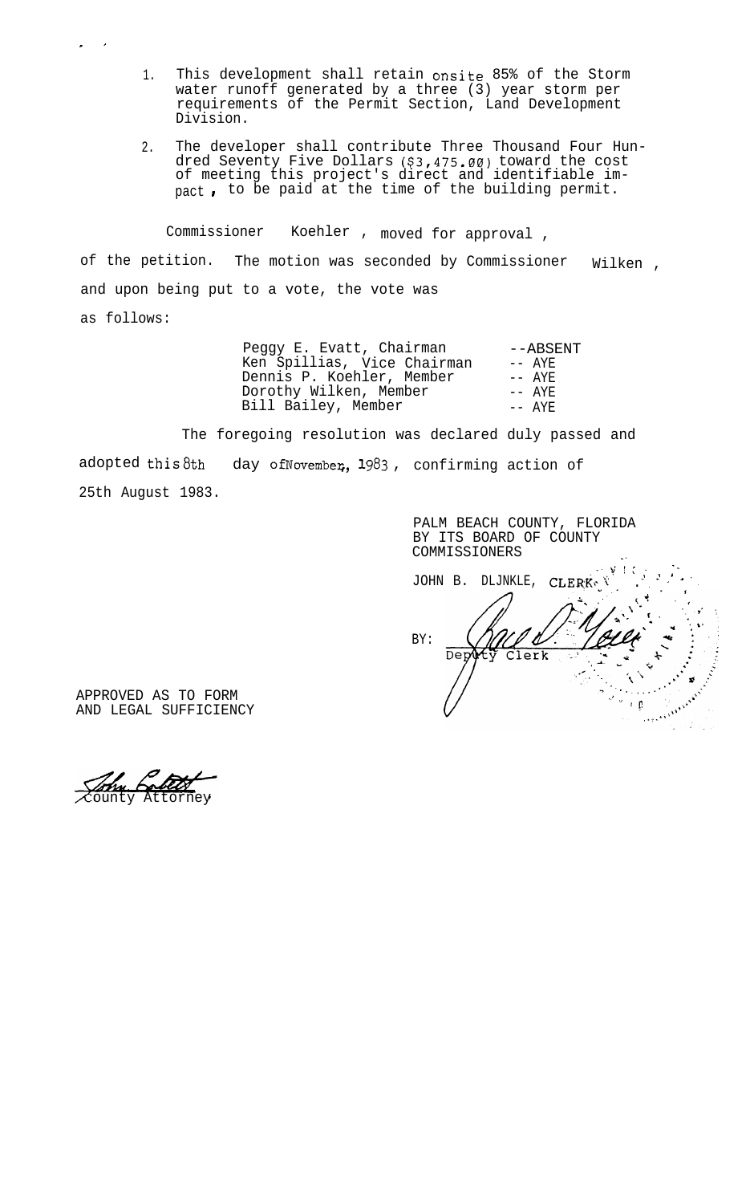1. This development shall retain onsite 85% of the Storm water runoff generated by a three (3) year storm per requirements of the Permit Section, Land Development Division.

2. The developer shall contribute Three Thousand Four Hundred Seventy Five Dollars ($3,475.00) toward the cost of meeting this project's direct and identifiable impact, to be paid at the time of the building permit.

Commissioner Koehler, moved for approval, of the petition. The motion was seconded by Commissioner Wilken, and upon being put to a vote, the vote was as follows:

| | |
|---|---|
| Peggy E. Evatt, Chairman | --ABSENT |
| Ken Spillias, Vice Chairman | -- AYE |
| Dennis P. Koehler, Member | -- AYE |
| Dorothy Wilken, Member | -- AYE |
| Bill Bailey, Member | -- AYE |

The foregoing resolution was declared duly passed and adopted this 8th day of November, 1983, confirming action of 25th August 1983.

PALM BEACH COUNTY, FLORIDA
BY ITS BOARD OF COUNTY
COMMISSIONERS

JOHN B. DUNKLE, CLERK

BY: ______________
Deputy Clerk

APPROVED AS TO FORM
AND LEGAL SUFFICIENCY

______________
County Attorney